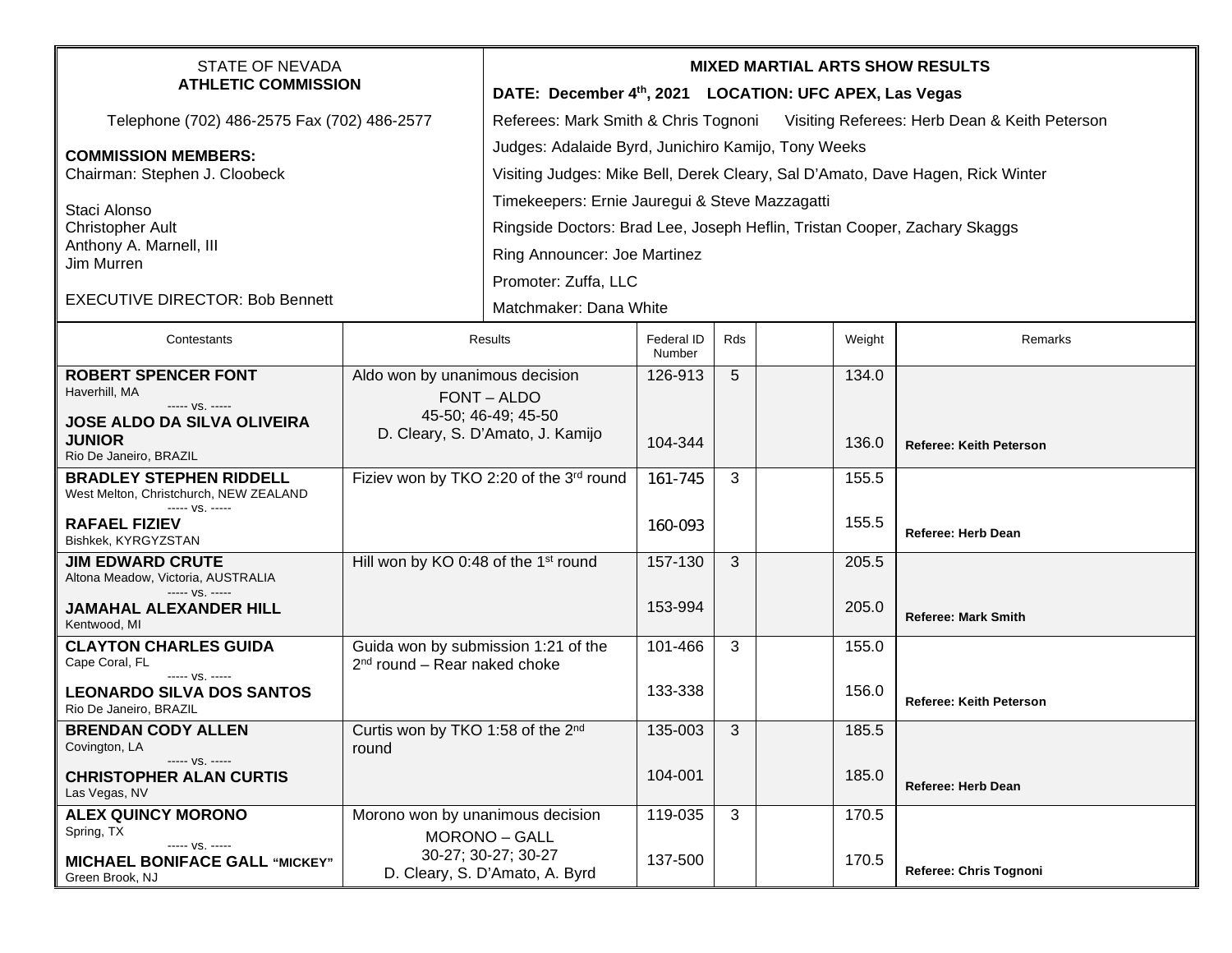STATE OF NEVADA
**ATHLETIC COMMISSION**

Telephone (702) 486-2575 Fax (702) 486-2577

**COMMISSION MEMBERS:**
Chairman: Stephen J. Cloobeck

Staci Alonso
Christopher Ault
Anthony A. Marnell, III
Jim Murren

EXECUTIVE DIRECTOR: Bob Bennett

**MIXED MARTIAL ARTS SHOW RESULTS**

**DATE: December 4th, 2021 LOCATION: UFC APEX, Las Vegas**

Referees: Mark Smith & Chris Tognoni Visiting Referees: Herb Dean & Keith Peterson

Judges: Adalaide Byrd, Junichiro Kamijo, Tony Weeks

Visiting Judges: Mike Bell, Derek Cleary, Sal D'Amato, Dave Hagen, Rick Winter

Timekeepers: Ernie Jauregui & Steve Mazzagatti

Ringside Doctors: Brad Lee, Joseph Heflin, Tristan Cooper, Zachary Skaggs

Ring Announcer: Joe Martinez

Promoter: Zuffa, LLC

Matchmaker: Dana White

| Contestants | Results | Federal ID Number | Rds | | Weight | Remarks |
|---|---|---|---|---|---|---|
| **ROBERT SPENCER FONT** Haverhill, MA ----- vs. ----- **JOSE ALDO DA SILVA OLIVEIRA JUNIOR** Rio De Janeiro, BRAZIL | Aldo won by unanimous decision FONT – ALDO 45-50; 46-49; 45-50 D. Cleary, S. D'Amato, J. Kamijo | 126-913 104-344 | 5 | | 134.0 136.0 | **Referee: Keith Peterson** |
| **BRADLEY STEPHEN RIDDELL** West Melton, Christchurch, NEW ZEALAND ----- vs. ----- **RAFAEL FIZIEV** Bishkek, KYRGYZSTAN | Fiziev won by TKO 2:20 of the 3rd round | 161-745 160-093 | 3 | | 155.5 155.5 | **Referee: Herb Dean** |
| **JIM EDWARD CRUTE** Altona Meadow, Victoria, AUSTRALIA ----- vs. ----- **JAMAHAL ALEXANDER HILL** Kentwood, MI | Hill won by KO 0:48 of the 1st round | 157-130 153-994 | 3 | | 205.5 205.0 | **Referee: Mark Smith** |
| **CLAYTON CHARLES GUIDA** Cape Coral, FL ----- vs. ----- **LEONARDO SILVA DOS SANTOS** Rio De Janeiro, BRAZIL | Guida won by submission 1:21 of the 2nd round – Rear naked choke | 101-466 133-338 | 3 | | 155.0 156.0 | **Referee: Keith Peterson** |
| **BRENDAN CODY ALLEN** Covington, LA ----- vs. ----- **CHRISTOPHER ALAN CURTIS** Las Vegas, NV | Curtis won by TKO 1:58 of the 2nd round | 135-003 104-001 | 3 | | 185.5 185.0 | **Referee: Herb Dean** |
| **ALEX QUINCY MORONO** Spring, TX ----- vs. ----- **MICHAEL BONIFACE GALL "MICKEY"** Green Brook, NJ | Morono won by unanimous decision MORONO – GALL 30-27; 30-27; 30-27 D. Cleary, S. D'Amato, A. Byrd | 119-035 137-500 | 3 | | 170.5 170.5 | **Referee: Chris Tognoni** |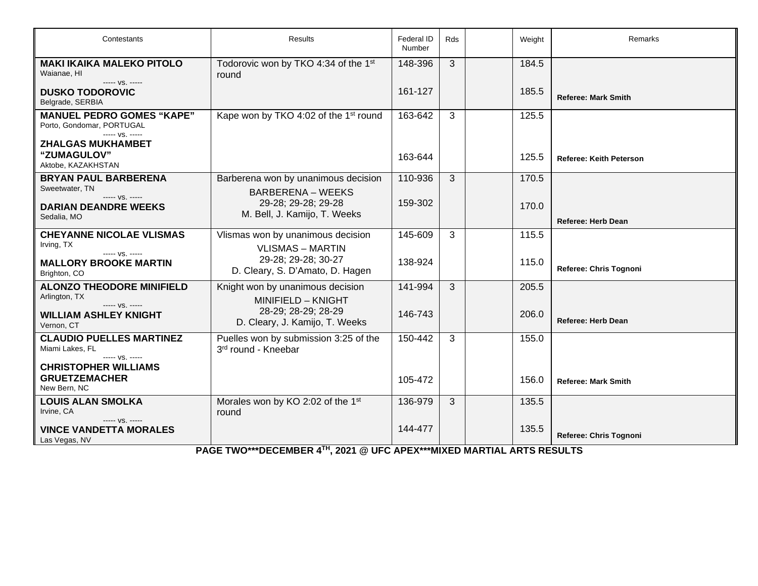| Contestants | Results | Federal ID Number | Rds | | Weight | Remarks |
|---|---|---|---|---|---|---|
| **MAKI IKAIKA MALEKO PITOLO** Waianae, HI ----- vs. ----- **DUSKO TODOROVIC** Belgrade, SERBIA | Todorovic won by TKO 4:34 of the 1st round | 148-396 161-127 | 3 | | 184.5 185.5 | **Referee: Mark Smith** |
| **MANUEL PEDRO GOMES "KAPE"** Porto, Gondomar, PORTUGAL ----- vs. ----- **ZHALGAS MUKHAMBET "ZUMAGULOV"** Aktobe, KAZAKHSTAN | Kape won by TKO 4:02 of the 1st round | 163-642 163-644 | 3 | | 125.5 125.5 | **Referee: Keith Peterson** |
| **BRYAN PAUL BARBERENA** Sweetwater, TN ----- vs. ----- **DARIAN DEANDRE WEEKS** Sedalia, MO | Barberena won by unanimous decision BARBERENA – WEEKS 29-28; 29-28; 29-28 M. Bell, J. Kamijo, T. Weeks | 110-936 159-302 | 3 | | 170.5 170.0 | **Referee: Herb Dean** |
| **CHEYANNE NICOLAE VLISMAS** Irving, TX ----- vs. ----- **MALLORY BROOKE MARTIN** Brighton, CO | Vlismas won by unanimous decision VLISMAS – MARTIN 29-28; 29-28; 30-27 D. Cleary, S. D'Amato, D. Hagen | 145-609 138-924 | 3 | | 115.5 115.0 | **Referee: Chris Tognoni** |
| **ALONZO THEODORE MINIFIELD** Arlington, TX ----- vs. ----- **WILLIAM ASHLEY KNIGHT** Vernon, CT | Knight won by unanimous decision MINIFIELD – KNIGHT 28-29; 28-29; 28-29 D. Cleary, J. Kamijo, T. Weeks | 141-994 146-743 | 3 | | 205.5 206.0 | **Referee: Herb Dean** |
| **CLAUDIO PUELLES MARTINEZ** Miami Lakes, FL ----- vs. ----- **CHRISTOPHER WILLIAMS GRUETZEMACHER** New Bern, NC | Puelles won by submission 3:25 of the 3rd round - Kneebar | 150-442 105-472 | 3 | | 155.0 156.0 | **Referee: Mark Smith** |
| **LOUIS ALAN SMOLKA** Irvine, CA ----- vs. ----- **VINCE VANDETTA MORALES** Las Vegas, NV | Morales won by KO 2:02 of the 1st round | 136-979 144-477 | 3 | | 135.5 135.5 | **Referee: Chris Tognoni** |

**PAGE TWO***DECEMBER 4TH, 2021 @ UFC APEX***MIXED MARTIAL ARTS RESULTS**